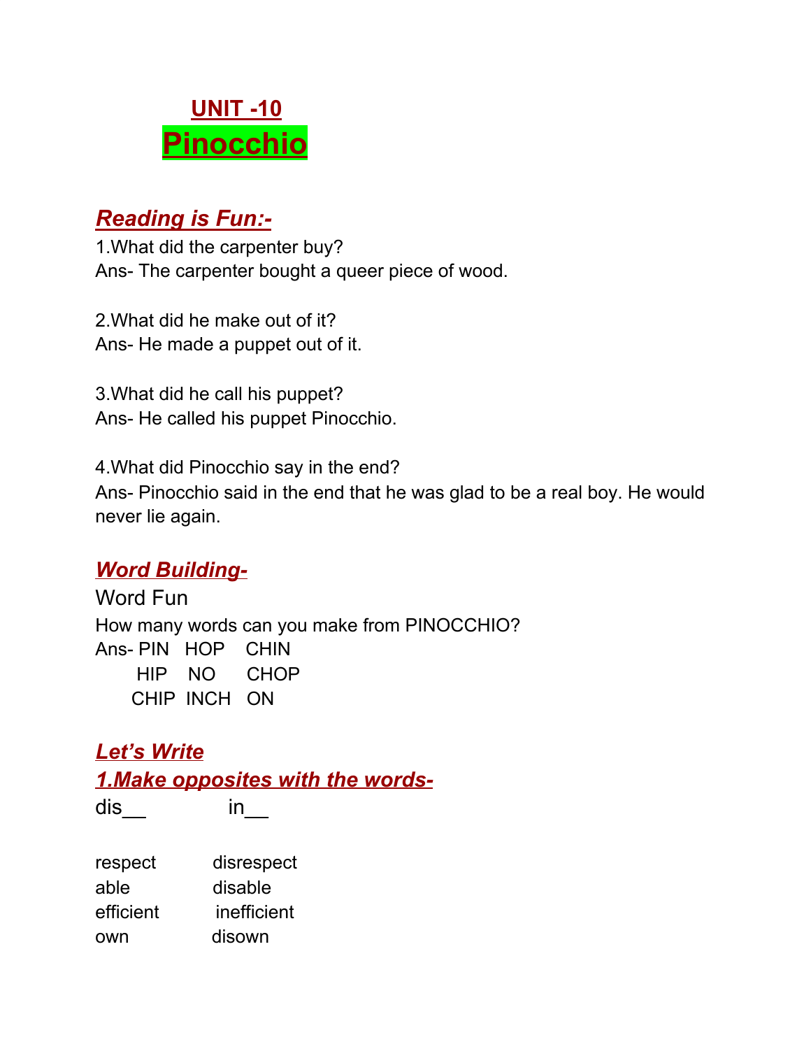## UNIT -10

# Pinocchio

### *Reading is Fun:-*

1.What did the carpenter buy?
Ans- The carpenter bought a queer piece of wood.

2.What did he make out of it?
Ans- He made a puppet out of it.

3.What did he call his puppet?
Ans- He called his puppet Pinocchio.

4.What did Pinocchio say in the end?
Ans- Pinocchio said in the end that he was glad to be a real boy. He would never lie again.

### *Word Building-*

Word Fun

How many words can you make from PINOCCHIO?

Ans- PIN HOP CHIN
HIP NO CHOP
CHIP INCH ON

### *Let's Write*

### *1.Make opposites with the words-*

dis__ in__

respect disrespect
able disable
efficient inefficient
own disown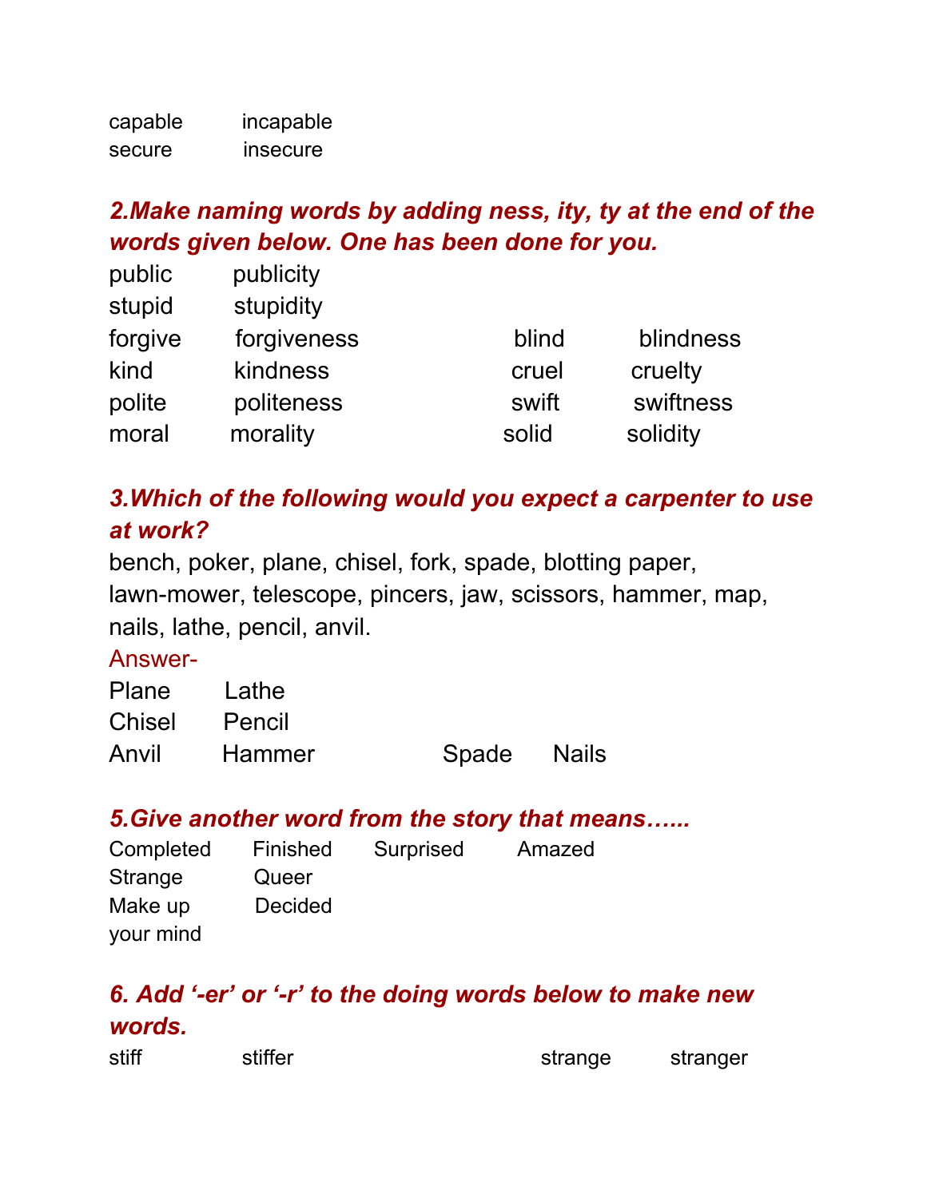capable        incapable
secure         insecure

### *2.Make naming words by adding ness, ity, ty at the end of the words given below. One has been done for you.*

| | | | |
|---|---|---|---|
| public | publicity | | |
| stupid | stupidity | | |
| forgive | forgiveness | blind | blindness |
| kind | kindness | cruel | cruelty |
| polite | politeness | swift | swiftness |
| moral | morality | solid | solidity |

### *3.Which of the following would you expect a carpenter to use at work?*

bench, poker, plane, chisel, fork, spade, blotting paper, lawn-mower, telescope, pincers, jaw, scissors, hammer, map, nails, lathe, pencil, anvil.

Answer-

| | | | |
|---|---|---|---|
| Plane | Lathe | | |
| Chisel | Pencil | | |
| Anvil | Hammer | Spade | Nails |

### *5.Give another word from the story that means......*

| | | | |
|---|---|---|---|
| Completed | Finished | Surprised | Amazed |
| Strange | Queer | | |
| Make up your mind | Decided | | |

### *6. Add '-er' or '-r' to the doing words below to make new words.*

| | | | |
|---|---|---|---|
| stiff | stiffer | strange | stranger |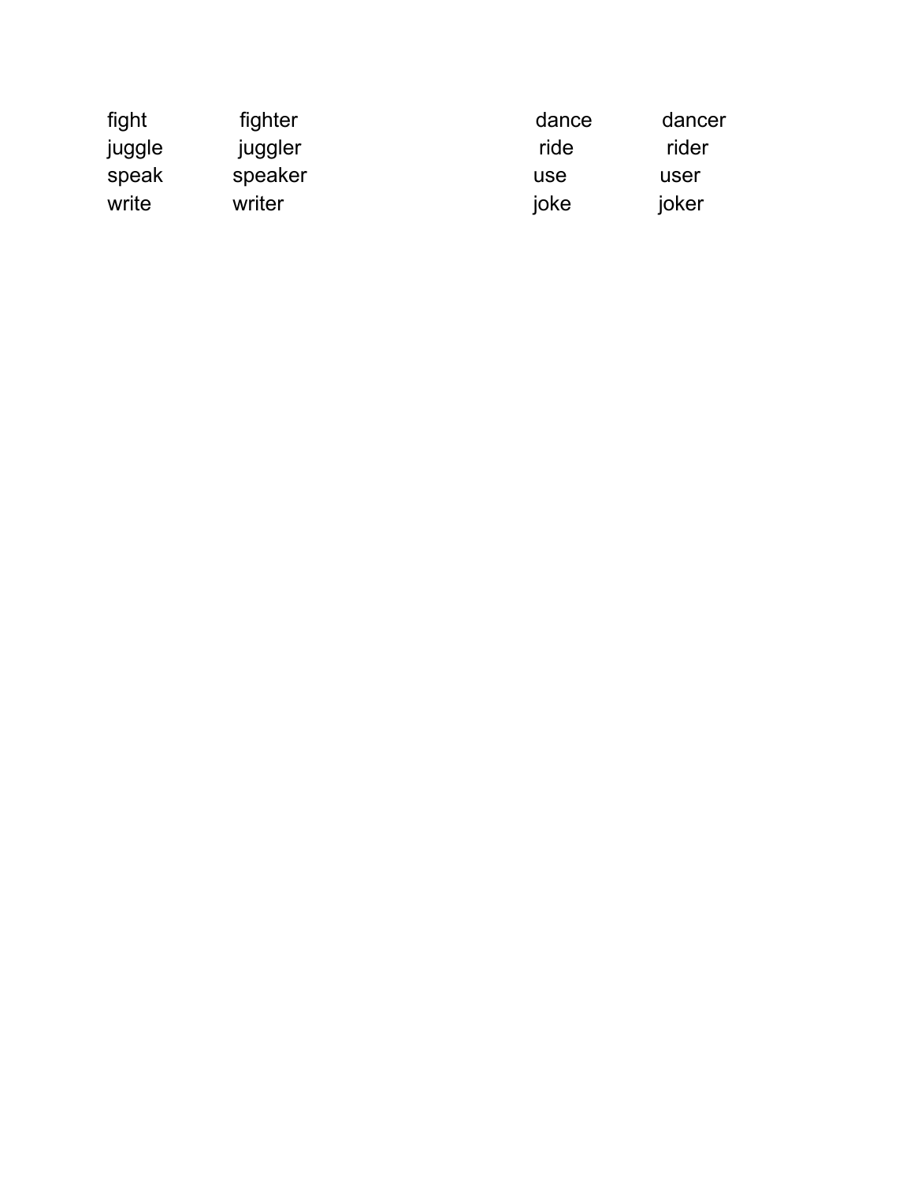| | | | |
|---|---|---|---|
| fight | fighter | dance | dancer |
| juggle | juggler | ride | rider |
| speak | speaker | use | user |
| write | writer | joke | joker |